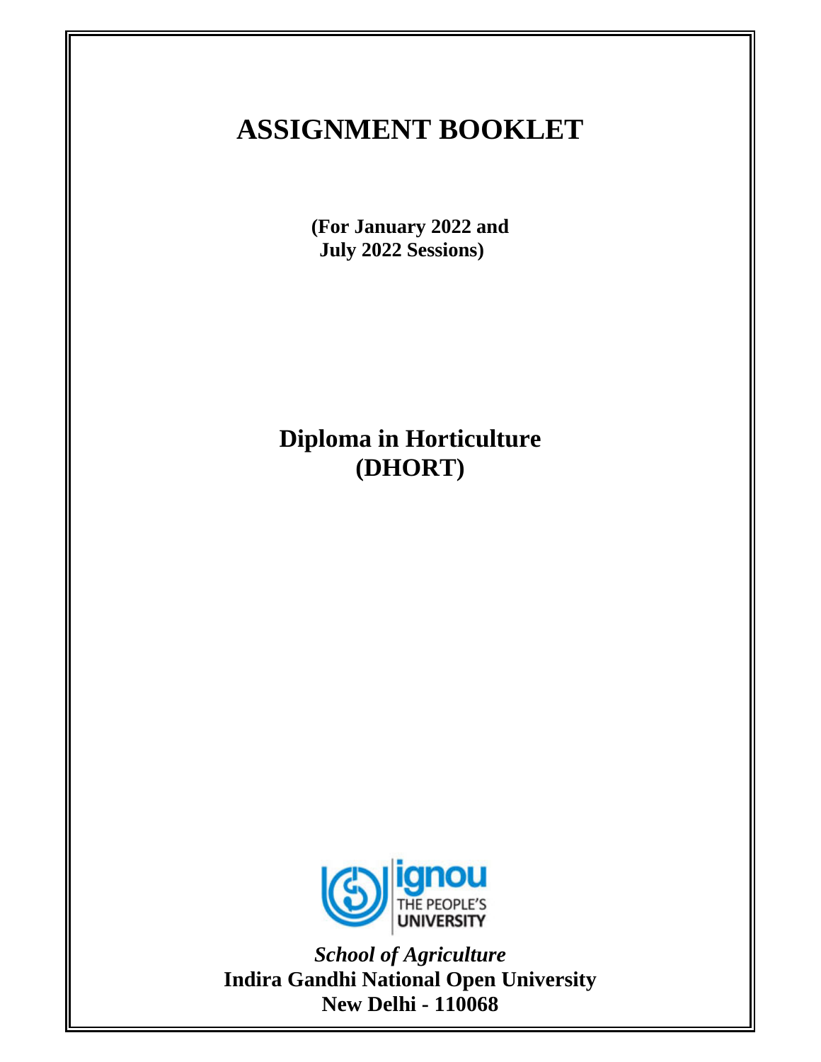# ASSIGNMENT BOOKLET

**(For January 2022 and July 2022 Sessions)**

## Diploma in Horticulture (DHORT)

ignou
THE PEOPLE'S
UNIVERSITY

***School of Agriculture***

**Indira Gandhi National Open University**

**New Delhi - 110068**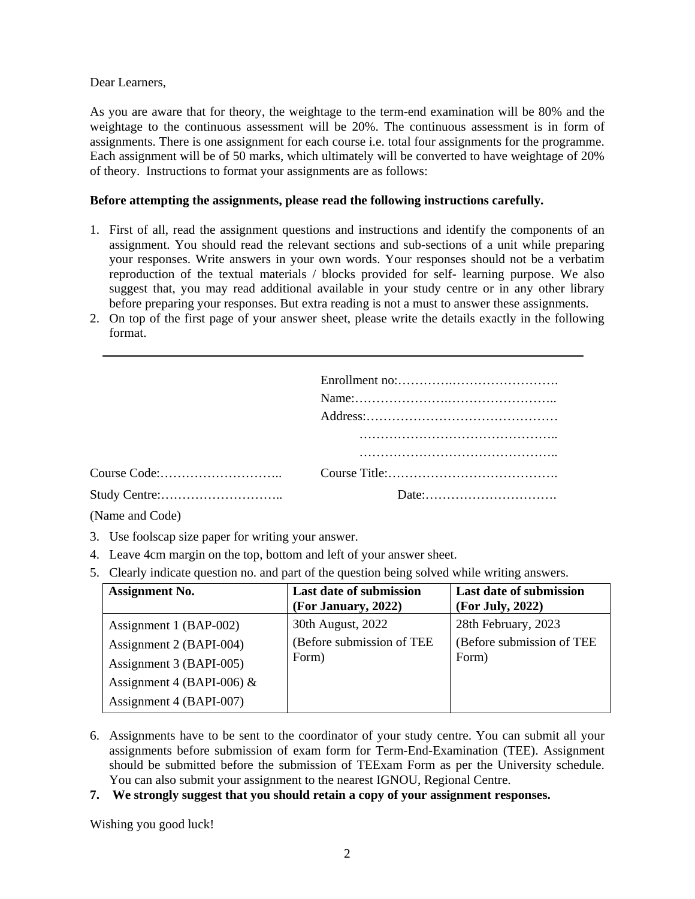Dear Learners,

As you are aware that for theory, the weightage to the term-end examination will be 80% and the weightage to the continuous assessment will be 20%. The continuous assessment is in form of assignments. There is one assignment for each course i.e. total four assignments for the programme. Each assignment will be of 50 marks, which ultimately will be converted to have weightage of 20% of theory. Instructions to format your assignments are as follows:

**Before attempting the assignments, please read the following instructions carefully.**

1. First of all, read the assignment questions and instructions and identify the components of an assignment. You should read the relevant sections and sub-sections of a unit while preparing your responses. Write answers in your own words. Your responses should not be a verbatim reproduction of the textual materials / blocks provided for self- learning purpose. We also suggest that, you may read additional available in your study centre or in any other library before preparing your responses. But extra reading is not a must to answer these assignments.
2. On top of the first page of your answer sheet, please write the details exactly in the following format.

---

Enrollment no:…………….…………………….
Name:…………………..……………………..
Address:………………………………………
……………………………………..
……………………………………..

Course Code:……………………….. Course Title:………………………………….
Study Centre:……………………….. Date:………………………….
(Name and Code)

3. Use foolscap size paper for writing your answer.
4. Leave 4cm margin on the top, bottom and left of your answer sheet.
5. Clearly indicate question no. and part of the question being solved while writing answers.

| Assignment No. | Last date of submission (For January, 2022) | Last date of submission (For July, 2022) |
|---|---|---|
| Assignment 1 (BAP-002)<br>Assignment 2 (BAPI-004)<br>Assignment 3 (BAPI-005)<br>Assignment 4 (BAPI-006) &<br>Assignment 4 (BAPI-007) | 30th August, 2022<br>(Before submission of TEE Form) | 28th February, 2023<br>(Before submission of TEE Form) |

6. Assignments have to be sent to the coordinator of your study centre. You can submit all your assignments before submission of exam form for Term-End-Examination (TEE). Assignment should be submitted before the submission of TEExam Form as per the University schedule. You can also submit your assignment to the nearest IGNOU, Regional Centre.
7. **We strongly suggest that you should retain a copy of your assignment responses.**

Wishing you good luck!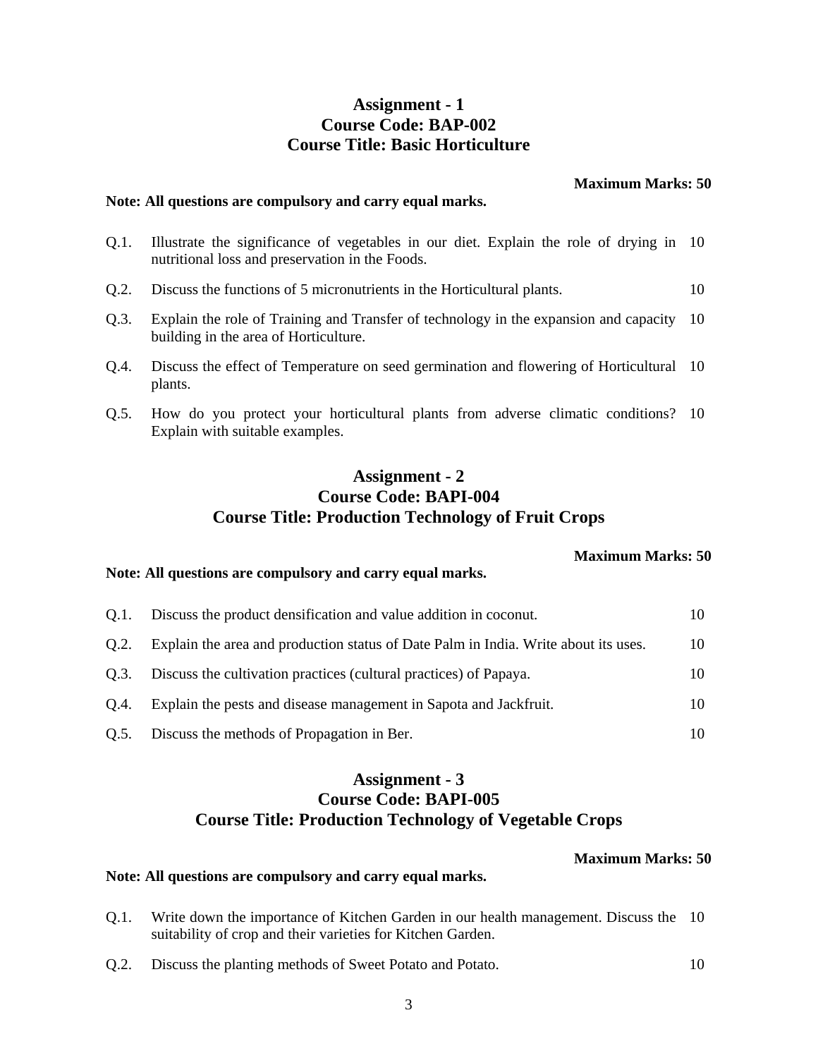## Assignment - 1
## Course Code: BAP-002
## Course Title: Basic Horticulture

**Maximum Marks: 50**

**Note: All questions are compulsory and carry equal marks.**

| | | |
|---|---|---|
| Q.1. | Illustrate the significance of vegetables in our diet. Explain the role of drying in nutritional loss and preservation in the Foods. | 10 |
| Q.2. | Discuss the functions of 5 micronutrients in the Horticultural plants. | 10 |
| Q.3. | Explain the role of Training and Transfer of technology in the expansion and capacity building in the area of Horticulture. | 10 |
| Q.4. | Discuss the effect of Temperature on seed germination and flowering of Horticultural plants. | 10 |
| Q.5. | How do you protect your horticultural plants from adverse climatic conditions? Explain with suitable examples. | 10 |

## Assignment - 2
## Course Code: BAPI-004
## Course Title: Production Technology of Fruit Crops

**Maximum Marks: 50**

**Note: All questions are compulsory and carry equal marks.**

| | | |
|---|---|---|
| Q.1. | Discuss the product densification and value addition in coconut. | 10 |
| Q.2. | Explain the area and production status of Date Palm in India. Write about its uses. | 10 |
| Q.3. | Discuss the cultivation practices (cultural practices) of Papaya. | 10 |
| Q.4. | Explain the pests and disease management in Sapota and Jackfruit. | 10 |
| Q.5. | Discuss the methods of Propagation in Ber. | 10 |

## Assignment - 3
## Course Code: BAPI-005
## Course Title: Production Technology of Vegetable Crops

**Maximum Marks: 50**

**Note: All questions are compulsory and carry equal marks.**

| | | |
|---|---|---|
| Q.1. | Write down the importance of Kitchen Garden in our health management. Discuss the suitability of crop and their varieties for Kitchen Garden. | 10 |
| Q.2. | Discuss the planting methods of Sweet Potato and Potato. | 10 |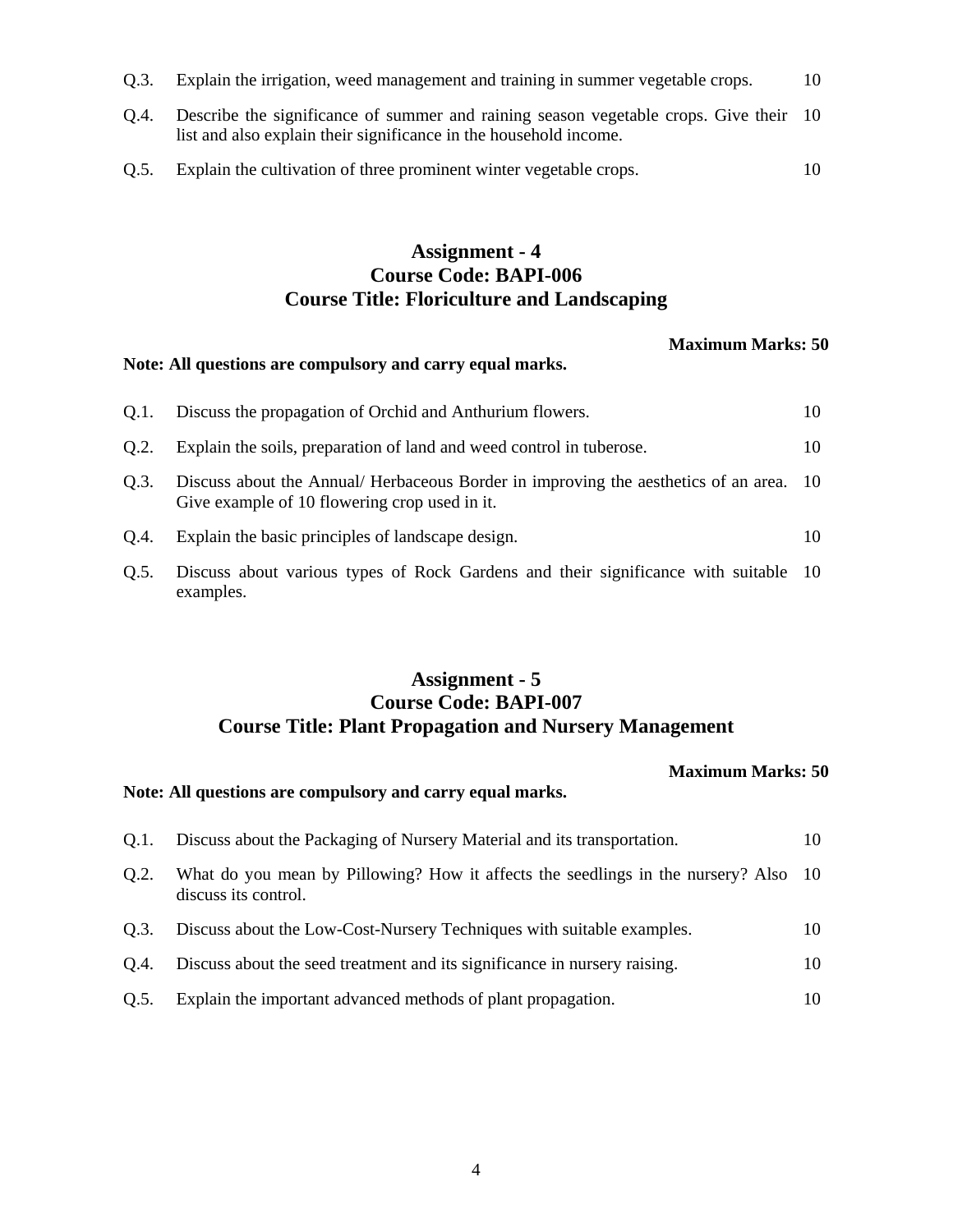| | | |
|---|---|---|
| Q.3. | Explain the irrigation, weed management and training in summer vegetable crops. | 10 |
| Q.4. | Describe the significance of summer and raining season vegetable crops. Give their list and also explain their significance in the household income. | 10 |
| Q.5. | Explain the cultivation of three prominent winter vegetable crops. | 10 |

## Assignment - 4
## Course Code: BAPI-006
## Course Title: Floriculture and Landscaping

**Maximum Marks: 50**

**Note: All questions are compulsory and carry equal marks.**

| | | |
|---|---|---|
| Q.1. | Discuss the propagation of Orchid and Anthurium flowers. | 10 |
| Q.2. | Explain the soils, preparation of land and weed control in tuberose. | 10 |
| Q.3. | Discuss about the Annual/ Herbaceous Border in improving the aesthetics of an area. Give example of 10 flowering crop used in it. | 10 |
| Q.4. | Explain the basic principles of landscape design. | 10 |
| Q.5. | Discuss about various types of Rock Gardens and their significance with suitable examples. | 10 |

## Assignment - 5
## Course Code: BAPI-007
## Course Title: Plant Propagation and Nursery Management

**Maximum Marks: 50**

**Note: All questions are compulsory and carry equal marks.**

| | | |
|---|---|---|
| Q.1. | Discuss about the Packaging of Nursery Material and its transportation. | 10 |
| Q.2. | What do you mean by Pillowing? How it affects the seedlings in the nursery? Also discuss its control. | 10 |
| Q.3. | Discuss about the Low-Cost-Nursery Techniques with suitable examples. | 10 |
| Q.4. | Discuss about the seed treatment and its significance in nursery raising. | 10 |
| Q.5. | Explain the important advanced methods of plant propagation. | 10 |